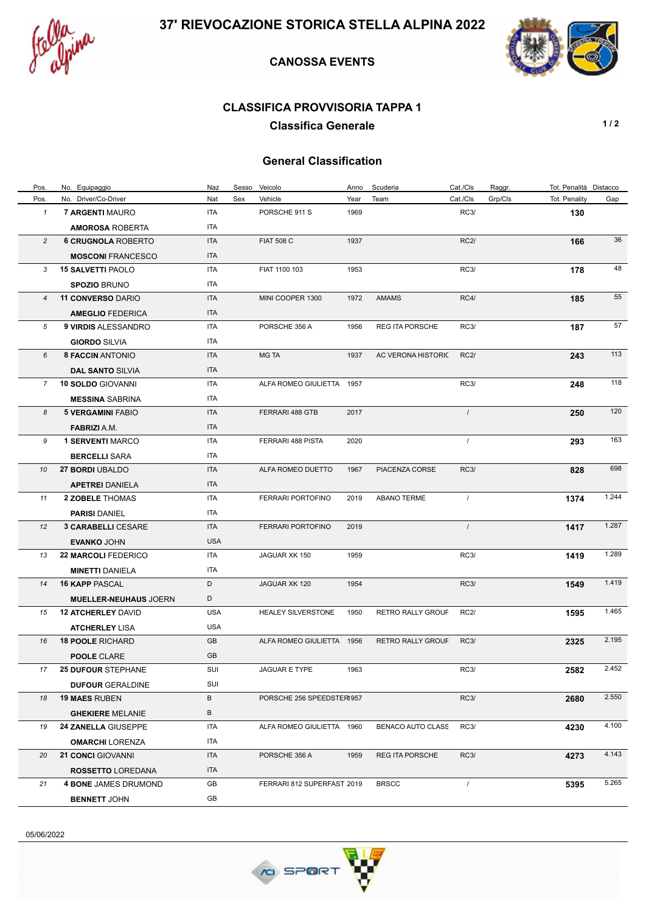# 37' RIEVOCAZIONE STORICA STELLA ALPINA 2022

## CANOSSA EVENTS

### CLASSIFICA PROVVISORIA TAPPA 1

### Classifica Generale

### General Classification

| Pos. | No. Equipaggio | Naz | Sesso | Veicolo | Anno | Scuderia | Cat./Cls | Raggr. | Tot. Penalità | Distacco |
|---|---|---|---|---|---|---|---|---|---|---|
| Pos. | No. Driver/Co-Driver | Nat | Sex | Vehicle | Year | Team | Cat./Cls | Grp/Cls | Tot. Penality | Gap |
| 1 | 7 **ARGENTI** MAURO | ITA | | PORSCHE 911 S | 1969 | | RC3/ | | **130** | |
| | **AMOROSA** ROBERTA | ITA | | | | | | | | |
| 2 | 6 **CRUGNOLA** ROBERTO | ITA | | FIAT 508 C | 1937 | | RC2/ | | **166** | 36 |
| | **MOSCONI** FRANCESCO | ITA | | | | | | | | |
| 3 | 15 **SALVETTI** PAOLO | ITA | | FIAT 1100 103 | 1953 | | RC3/ | | **178** | 48 |
| | **SPOZIO** BRUNO | ITA | | | | | | | | |
| 4 | 11 **CONVERSO** DARIO | ITA | | MINI COOPER 1300 | 1972 | AMAMS | RC4/ | | **185** | 55 |
| | **AMEGLIO** FEDERICA | ITA | | | | | | | | |
| 5 | 9 **VIRDIS** ALESSANDRO | ITA | | PORSCHE 356 A | 1956 | REG ITA PORSCHE | RC3/ | | **187** | 57 |
| | **GIORDO** SILVIA | ITA | | | | | | | | |
| 6 | 8 **FACCIN** ANTONIO | ITA | | MG TA | 1937 | AC VERONA HISTORIC | RC2/ | | **243** | 113 |
| | **DAL SANTO** SILVIA | ITA | | | | | | | | |
| 7 | 10 **SOLDO** GIOVANNI | ITA | | ALFA ROMEO GIULIETTA | 1957 | | RC3/ | | **248** | 118 |
| | **MESSINA** SABRINA | ITA | | | | | | | | |
| 8 | 5 **VERGAMINI** FABIO | ITA | | FERRARI 488 GTB | 2017 | | / | | **250** | 120 |
| | **FABRIZI** A.M. | ITA | | | | | | | | |
| 9 | 1 **SERVENTI** MARCO | ITA | | FERRARI 488 PISTA | 2020 | | / | | **293** | 163 |
| | **BERCELLI** SARA | ITA | | | | | | | | |
| 10 | 27 **BORDI** UBALDO | ITA | | ALFA ROMEO DUETTO | 1967 | PIACENZA CORSE | RC3/ | | **828** | 698 |
| | **APETREI** DANIELA | ITA | | | | | | | | |
| 11 | 2 **ZOBELE** THOMAS | ITA | | FERRARI PORTOFINO | 2019 | ABANO TERME | / | | **1374** | 1.244 |
| | **PARISI** DANIEL | ITA | | | | | | | | |
| 12 | 3 **CARABELLI** CESARE | ITA | | FERRARI PORTOFINO | 2019 | | / | | **1417** | 1.287 |
| | **EVANKO** JOHN | USA | | | | | | | | |
| 13 | 22 **MARCOLI** FEDERICO | ITA | | JAGUAR XK 150 | 1959 | | RC3/ | | **1419** | 1.289 |
| | **MINETTI** DANIELA | ITA | | | | | | | | |
| 14 | 16 **KAPP** PASCAL | D | | JAGUAR XK 120 | 1954 | | RC3/ | | **1549** | 1.419 |
| | **MUELLER-NEUHAUS** JOERN | D | | | | | | | | |
| 15 | 12 **ATCHERLEY** DAVID | USA | | HEALEY SILVERSTONE | 1950 | RETRO RALLY GROUP | RC2/ | | **1595** | 1.465 |
| | **ATCHERLEY** LISA | USA | | | | | | | | |
| 16 | 18 **POOLE** RICHARD | GB | | ALFA ROMEO GIULIETTA | 1956 | RETRO RALLY GROUP | RC3/ | | **2325** | 2.195 |
| | **POOLE** CLARE | GB | | | | | | | | |
| 17 | 25 **DUFOUR** STEPHANE | SUI | | JAGUAR E TYPE | 1963 | | RC3/ | | **2582** | 2.452 |
| | **DUFOUR** GERALDINE | SUI | | | | | | | | |
| 18 | 19 **MAES** RUBEN | B | | PORSCHE 256 SPEEDSTER | 1957 | | RC3/ | | **2680** | 2.550 |
| | **GHEKIERE** MELANIE | B | | | | | | | | |
| 19 | 24 **ZANELLA** GIUSEPPE | ITA | | ALFA ROMEO GIULIETTA | 1960 | BENACO AUTO CLASS | RC3/ | | **4230** | 4.100 |
| | **OMARCHI** LORENZA | ITA | | | | | | | | |
| 20 | 21 **CONCI** GIOVANNI | ITA | | PORSCHE 356 A | 1959 | REG ITA PORSCHE | RC3/ | | **4273** | 4.143 |
| | **ROSSETTO** LOREDANA | ITA | | | | | | | | |
| 21 | 4 **BONE** JAMES DRUMOND | GB | | FERRARI 812 SUPERFAST | 2019 | BRSCC | / | | **5395** | 5.265 |
| | **BENNETT** JOHN | GB | | | | | | | | |

05/06/2022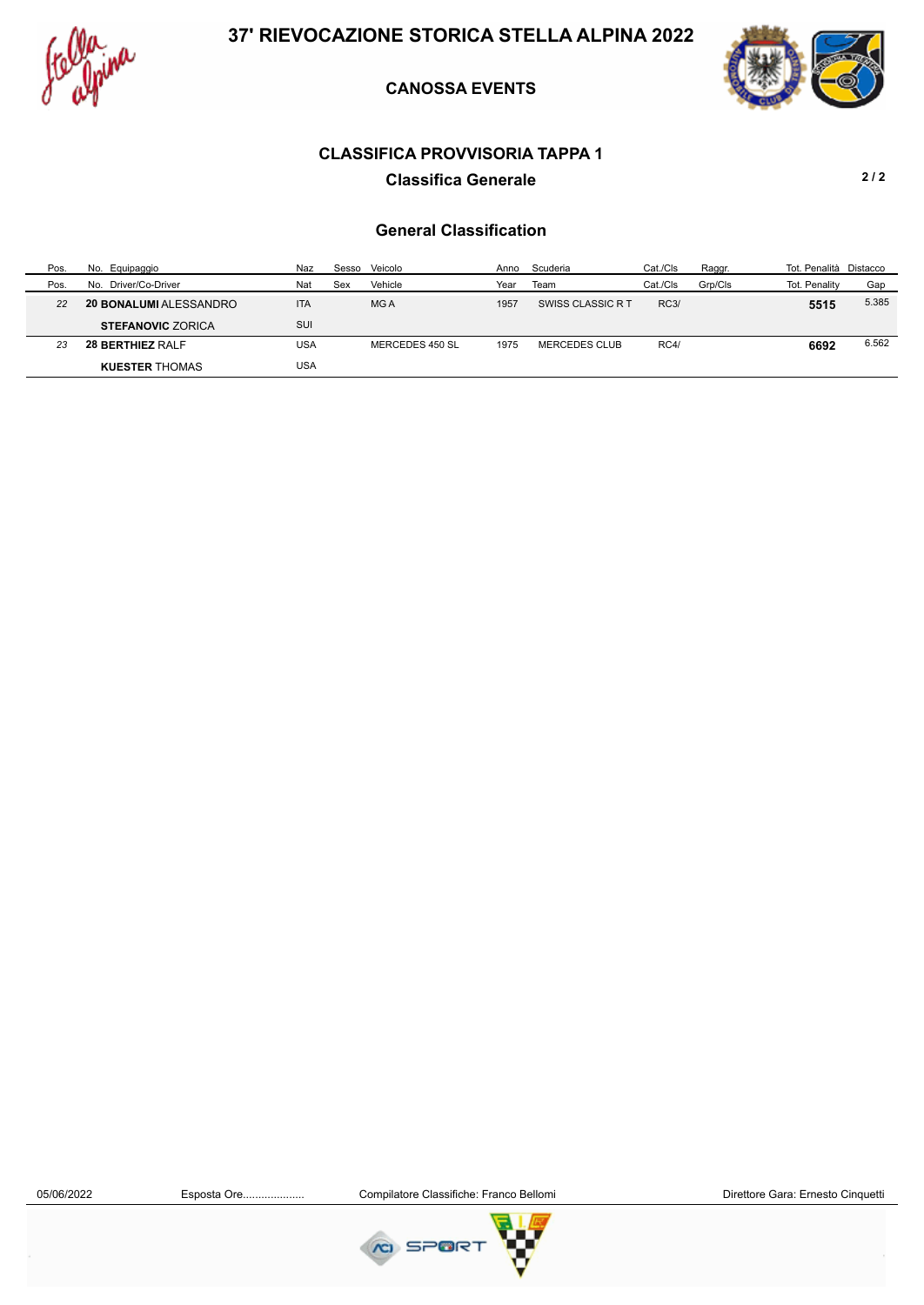# 37' RIEVOCAZIONE STORICA STELLA ALPINA 2022

## CANOSSA EVENTS

### CLASSIFICA PROVVISORIA TAPPA 1

### Classifica Generale

### General Classification

| Pos. | No. Equipaggio | Naz | Sesso | Veicolo | Anno | Scuderia | Cat./Cls | Raggr. | Tot. Penalità | Distacco |
|---|---|---|---|---|---|---|---|---|---|---|
| Pos. | No. Driver/Co-Driver | Nat | Sex | Vehicle | Year | Team | Cat./Cls | Grp/Cls | Tot. Penality | Gap |
| 22 | 20 **BONALUMI** ALESSANDRO | ITA | | MG A | 1957 | SWISS CLASSIC R T | RC3/ | | **5515** | 5.385 |
| | **STEFANOVIC** ZORICA | SUI | | | | | | | | |
| 23 | 28 **BERTHIEZ** RALF | USA | | MERCEDES 450 SL | 1975 | MERCEDES CLUB | RC4/ | | **6692** | 6.562 |
| | **KUESTER** THOMAS | USA | | | | | | | | |

05/06/2022 Esposta Ore.................... Compilatore Classifiche: Franco Bellomi Direttore Gara: Ernesto Cinquetti